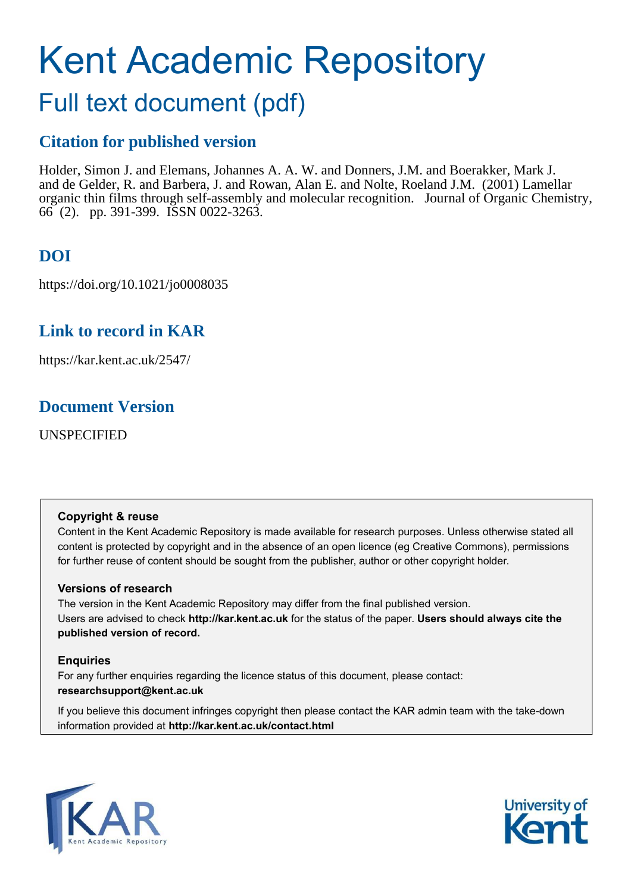# Kent Academic Repository

## Full text document (pdf)

## Citation for published version

Holder, Simon J. and Elemans, Johannes A. A. W. and Donners, J.M. and Boerakker, Mark J. and de Gelder, R. and Barbera, J. and Rowan, Alan E. and Nolte, Roeland J.M. (2001) Lamellar organic thin films through self-assembly and molecular recognition. Journal of Organic Chemistry, 66 (2). pp. 391-399. ISSN 0022-3263.

## DOI

https://doi.org/10.1021/jo0008035

## Link to record in KAR

https://kar.kent.ac.uk/2547/

## Document Version

UNSPECIFIED

**Copyright & reuse**

Content in the Kent Academic Repository is made available for research purposes. Unless otherwise stated all content is protected by copyright and in the absence of an open licence (eg Creative Commons), permissions for further reuse of content should be sought from the publisher, author or other copyright holder.

**Versions of research**

The version in the Kent Academic Repository may differ from the final published version. Users are advised to check **http://kar.kent.ac.uk** for the status of the paper. **Users should always cite the published version of record.**

**Enquiries**

For any further enquiries regarding the licence status of this document, please contact: **researchsupport@kent.ac.uk**

If you believe this document infringes copyright then please contact the KAR admin team with the take-down information provided at **http://kar.kent.ac.uk/contact.html**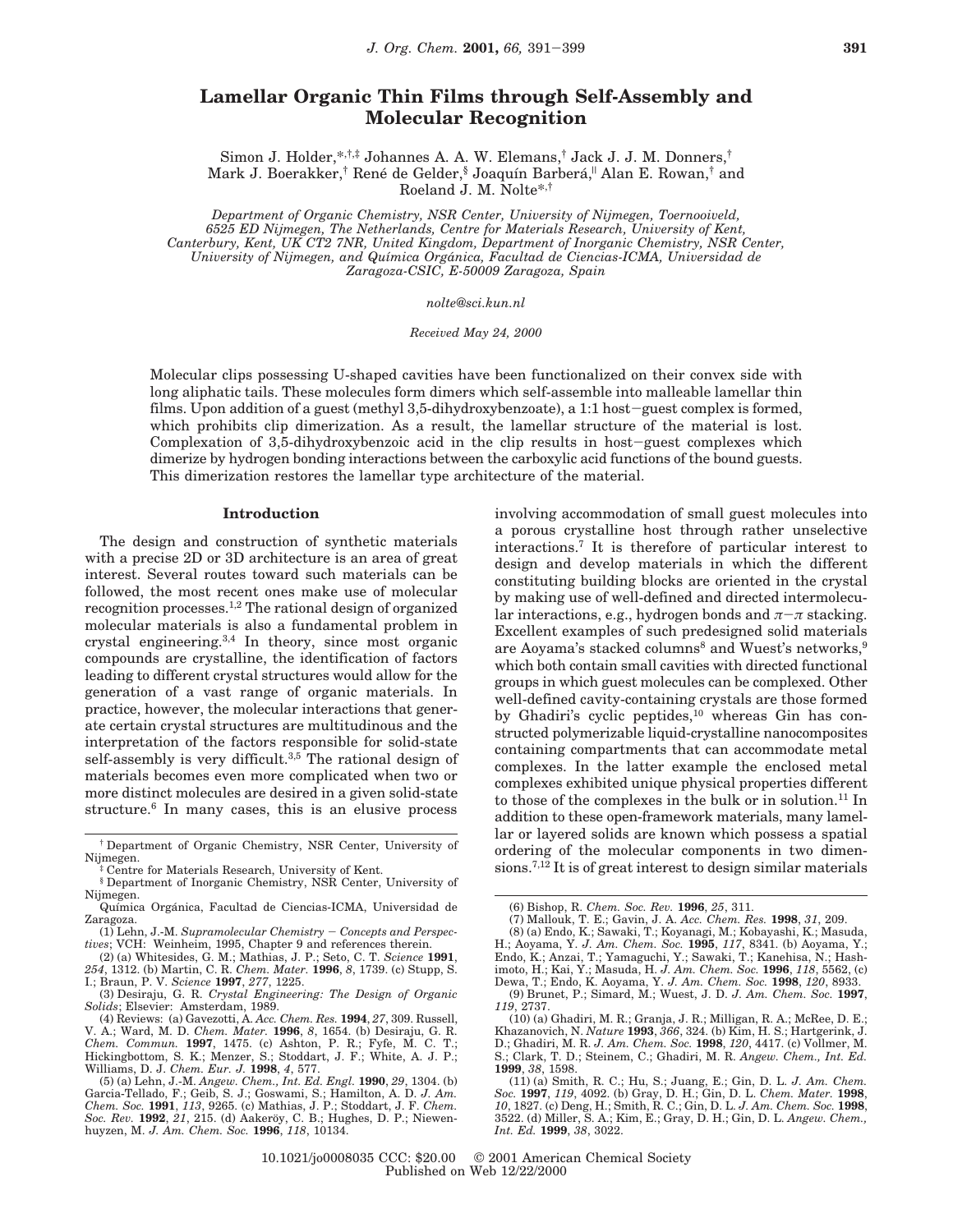# Lamellar Organic Thin Films through Self-Assembly and Molecular Recognition

Simon J. Holder,*,†,‡ Johannes A. A. W. Elemans,† Jack J. J. M. Donners,† Mark J. Boerakker,† René de Gelder,§ Joaquín Barberá,∥ Alan E. Rowan,† and Roeland J. M. Nolte*,†

*Department of Organic Chemistry, NSR Center, University of Nijmegen, Toernooiveld, 6525 ED Nijmegen, The Netherlands, Centre for Materials Research, University of Kent, Canterbury, Kent, UK CT2 7NR, United Kingdom, Department of Inorganic Chemistry, NSR Center, University of Nijmegen, and Química Orgánica, Facultad de Ciencias-ICMA, Universidad de Zaragoza-CSIC, E-50009 Zaragoza, Spain*

*nolte@sci.kun.nl*

*Received May 24, 2000*

Molecular clips possessing U-shaped cavities have been functionalized on their convex side with long aliphatic tails. These molecules form dimers which self-assemble into malleable lamellar thin films. Upon addition of a guest (methyl 3,5-dihydroxybenzoate), a 1:1 host–guest complex is formed, which prohibits clip dimerization. As a result, the lamellar structure of the material is lost. Complexation of 3,5-dihydroxybenzoic acid in the clip results in host–guest complexes which dimerize by hydrogen bonding interactions between the carboxylic acid functions of the bound guests. This dimerization restores the lamellar type architecture of the material.

## Introduction

The design and construction of synthetic materials with a precise 2D or 3D architecture is an area of great interest. Several routes toward such materials can be followed, the most recent ones make use of molecular recognition processes.[1,2] The rational design of organized molecular materials is also a fundamental problem in crystal engineering.[3,4] In theory, since most organic compounds are crystalline, the identification of factors leading to different crystal structures would allow for the generation of a vast range of organic materials. In practice, however, the molecular interactions that generate certain crystal structures are multitudinous and the interpretation of the factors responsible for solid-state self-assembly is very difficult.[3,5] The rational design of materials becomes even more complicated when two or more distinct molecules are desired in a given solid-state structure.[6] In many cases, this is an elusive process involving accommodation of small guest molecules into a porous crystalline host through rather unselective interactions.[7] It is therefore of particular interest to design and develop materials in which the different constituting building blocks are oriented in the crystal by making use of well-defined and directed intermolecular interactions, e.g., hydrogen bonds and π–π stacking. Excellent examples of such predesigned solid materials are Aoyama's stacked columns[8] and Wuest's networks,[9] which both contain small cavities with directed functional groups in which guest molecules can be complexed. Other well-defined cavity-containing crystals are those formed by Ghadiri's cyclic peptides,[10] whereas Gin has constructed polymerizable liquid-crystalline nanocomposites containing compartments that can accommodate metal complexes. In the latter example the enclosed metal complexes exhibited unique physical properties different to those of the complexes in the bulk or in solution.[11] In addition to these open-framework materials, many lamellar or layered solids are known which possess a spatial ordering of the molecular components in two dimensions.[7,12] It is of great interest to design similar materials

---

† Department of Organic Chemistry, NSR Center, University of Nijmegen.
‡ Centre for Materials Research, University of Kent.
§ Department of Inorganic Chemistry, NSR Center, University of Nijmegen.
∥ Química Orgánica, Facultad de Ciencias-ICMA, Universidad de Zaragoza.

(1) Lehn, J.-M. *Supramolecular Chemistry – Concepts and Perspectives*; VCH: Weinheim, 1995, Chapter 9 and references therein.
(2) (a) Whitesides, G. M.; Mathias, J. P.; Seto, C. T. *Science* **1991**, *254*, 1312. (b) Martin, C. R. *Chem. Mater.* **1996**, *8*, 1739. (c) Stupp, S. I.; Braun, P. V. *Science* **1997**, *277*, 1225.
(3) Desiraju, G. R. *Crystal Engineering: The Design of Organic Solids*; Elsevier: Amsterdam, 1989.
(4) Reviews: (a) Gavezzotti, A. *Acc. Chem. Res.* **1994**, *27*, 309. Russell, V. A.; Ward, M. D. *Chem. Mater.* **1996**, *8*, 1654. (b) Desiraju, G. R. *Chem. Commun.* **1997**, 1475. (c) Ashton, P. R.; Fyfe, M. C. T.; Hickingbottom, S. K.; Menzer, S.; Stoddart, J. F.; White, A. J. P.; Williams, D. J. *Chem. Eur. J.* **1998**, *4*, 577.
(5) (a) Lehn, J.-M. *Angew. Chem., Int. Ed. Engl.* **1990**, *29*, 1304. (b) Garcia-Tellado, F.; Geib, S. J.; Goswami, S.; Hamilton, A. D. *J. Am. Chem. Soc.* **1991**, *113*, 9265. (c) Mathias, J. P.; Stoddart, J. F. *Chem. Soc. Rev.* **1992**, *21*, 215. (d) Aakeröy, C. B.; Hughes, D. P.; Nieuwenhuyzen, M. *J. Am. Chem. Soc.* **1996**, *118*, 10134.
(6) Bishop, R. *Chem. Soc. Rev.* **1996**, *25*, 311.
(7) Mallouk, T. E.; Gavin, J. A. *Acc. Chem. Res.* **1998**, *31*, 209.
(8) (a) Endo, K.; Sawaki, T.; Koyanagi, M.; Kobayashi, K.; Masuda, H.; Aoyama, Y. *J. Am. Chem. Soc.* **1995**, *117*, 8341. (b) Aoyama, Y.; Endo, K.; Anzai, T.; Yamaguchi, Y.; Sawaki, T.; Kanehisa, N.; Hashimoto, H.; Kai, Y.; Masuda, H. *J. Am. Chem. Soc.* **1996**, *118*, 5562, (c) Dewa, T.; Endo, K. Aoyama, Y. *J. Am. Chem. Soc.* **1998**, *120*, 8933.
(9) Brunet, P.; Simard, M.; Wuest, J. D. *J. Am. Chem. Soc.* **1997**, *119*, 2737.
(10) (a) Ghadiri, M. R.; Granja, J. R.; Milligan, R. A.; McRee, D. E.; Khazanovich, N. *Nature* **1993**, *366*, 324. (b) Kim, H. S.; Hartgerink, J. D.; Ghadiri, M. R. *J. Am. Chem. Soc.* **1998**, *120*, 4417. (c) Vollmer, M. S.; Clark, T. D.; Steinem, C.; Ghadiri, M. R. *Angew. Chem., Int. Ed.* **1999**, *38*, 1598.
(11) (a) Smith, R. C.; Hu, S.; Juang, E.; Gin, D. L. *J. Am. Chem. Soc.* **1997**, *119*, 4092. (b) Gray, D. H.; Gin, D. L. *Chem. Mater.* **1998**, *10*, 1827. (c) Deng, H.; Smith, R. C.; Gin, D. L. *J. Am. Chem. Soc.* **1998**, *120*, 3522. (d) Miller, S. A.; Kim, E.; Gray, D. H.; Gin, D. L. *Angew. Chem., Int. Ed.* **1999**, *38*, 3022.

10.1021/jo0008035 CCC: $20.00 © 2001 American Chemical Society
Published on Web 12/22/2000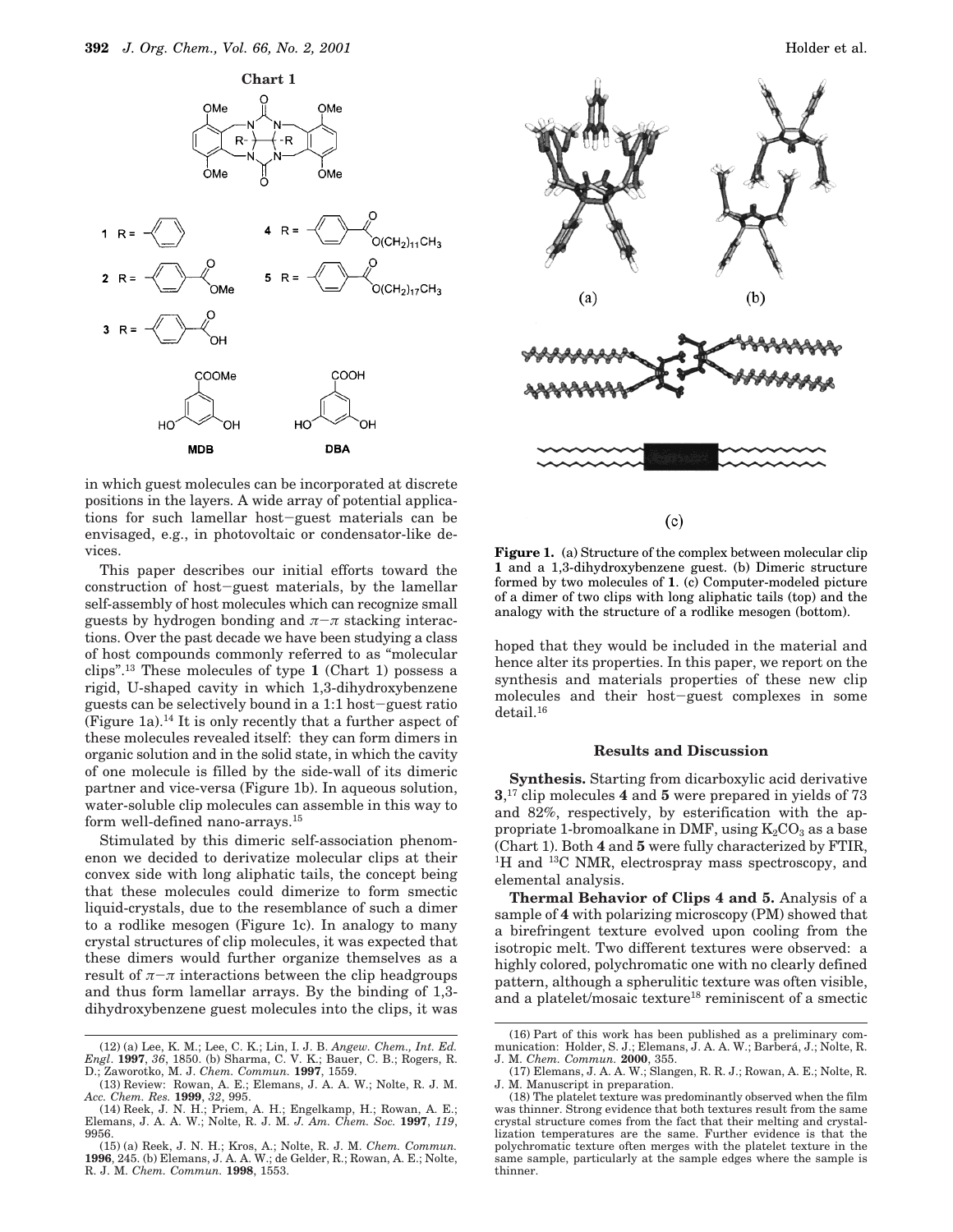**Chart 1**

**1** R = phenyl; **2** R = 4-(COOMe)phenyl; **3** R = 4-(COOH)phenyl; **4** R = 4-(COO(CH$_2$)$_{11}$CH$_3$)phenyl; **5** R = 4-(COO(CH$_2$)$_{17}$CH$_3$)phenyl

**MDB** **DBA**

in which guest molecules can be incorporated at discrete positions in the layers. A wide array of potential applications for such lamellar host–guest materials can be envisaged, e.g., in photovoltaic or condensator-like devices.

This paper describes our initial efforts toward the construction of host–guest materials, by the lamellar self-assembly of host molecules which can recognize small guests by hydrogen bonding and $\pi$–$\pi$ stacking interactions. Over the past decade we have been studying a class of host compounds commonly referred to as "molecular clips".[13] These molecules of type **1** (Chart 1) possess a rigid, U-shaped cavity in which 1,3-dihydroxybenzene guests can be selectively bound in a 1:1 host–guest ratio (Figure 1a).[14] It is only recently that a further aspect of these molecules revealed itself: they can form dimers in organic solution and in the solid state, in which the cavity of one molecule is filled by the side-wall of its dimeric partner and vice-versa (Figure 1b). In aqueous solution, water-soluble clip molecules can assemble in this way to form well-defined nano-arrays.[15]

Stimulated by this dimeric self-association phenomenon we decided to derivatize molecular clips at their convex side with long aliphatic tails, the concept being that these molecules could dimerize to form smectic liquid-crystals, due to the resemblance of such a dimer to a rodlike mesogen (Figure 1c). In analogy to many crystal structures of clip molecules, it was expected that these dimers would further organize themselves as a result of $\pi$–$\pi$ interactions between the clip headgroups and thus form lamellar arrays. By the binding of 1,3-dihydroxybenzene guest molecules into the clips, it was hoped that they would be included in the material and hence alter its properties. In this paper, we report on the synthesis and materials properties of these new clip molecules and their host–guest complexes in some detail.[16]

**Figure 1.** (a) Structure of the complex between molecular clip **1** and a 1,3-dihydroxybenzene guest. (b) Dimeric structure formed by two molecules of **1**. (c) Computer-modeled picture of a dimer of two clips with long aliphatic tails (top) and the analogy with the structure of a rodlike mesogen (bottom).

## Results and Discussion

**Synthesis.** Starting from dicarboxylic acid derivative **3**,[17] clip molecules **4** and **5** were prepared in yields of 73 and 82%, respectively, by esterification with the appropriate 1-bromoalkane in DMF, using $K_2CO_3$ as a base (Chart 1). Both **4** and **5** were fully characterized by FTIR, $^1$H and $^{13}$C NMR, electrospray mass spectroscopy, and elemental analysis.

**Thermal Behavior of Clips 4 and 5.** Analysis of a sample of **4** with polarizing microscopy (PM) showed that a birefringent texture evolved upon cooling from the isotropic melt. Two different textures were observed: a highly colored, polychromatic one with no clearly defined pattern, although a spherulitic texture was often visible, and a platelet/mosaic texture[18] reminiscent of a smectic

---

(12) (a) Lee, K. M.; Lee, C. K.; Lin, I. J. B. *Angew. Chem., Int. Ed. Engl*. **1997**, *36*, 1850. (b) Sharma, C. V. K.; Bauer, C. B.; Rogers, R. D.; Zaworotko, M. J. *Chem. Commun.* **1997**, 1559.

(13) Review: Rowan, A. E.; Elemans, J. A. A. W.; Nolte, R. J. M. *Acc. Chem. Res.* **1999**, *32*, 995.

(14) Reek, J. N. H.; Priem, A. H.; Engelkamp, H.; Rowan, A. E.; Elemans, J. A. A. W.; Nolte, R. J. M. *J. Am. Chem. Soc.* **1997**, *119*, 9956.

(15) (a) Reek, J. N. H.; Kros, A.; Nolte, R. J. M. *Chem. Commun.* **1996**, 245. (b) Elemans, J. A. A. W.; de Gelder, R.; Rowan, A. E.; Nolte, R. J. M. *Chem. Commun.* **1998**, 1553.

(16) Part of this work has been published as a preliminary communication: Holder, S. J.; Elemans, J. A. A. W.; Barberá, J.; Nolte, R. J. M. *Chem. Commun.* **2000**, 355.

(17) Elemans, J. A. A. W.; Slangen, R. R. J.; Rowan, A. E.; Nolte, R. J. M. Manuscript in preparation.

(18) The platelet texture was predominantly observed when the film was thinner. Strong evidence that both textures result from the same crystal structure comes from the fact that their melting and crystallization temperatures are the same. Further evidence is that the polychromatic texture often merges with the platelet texture in the same sample, particularly at the sample edges where the sample is thinner.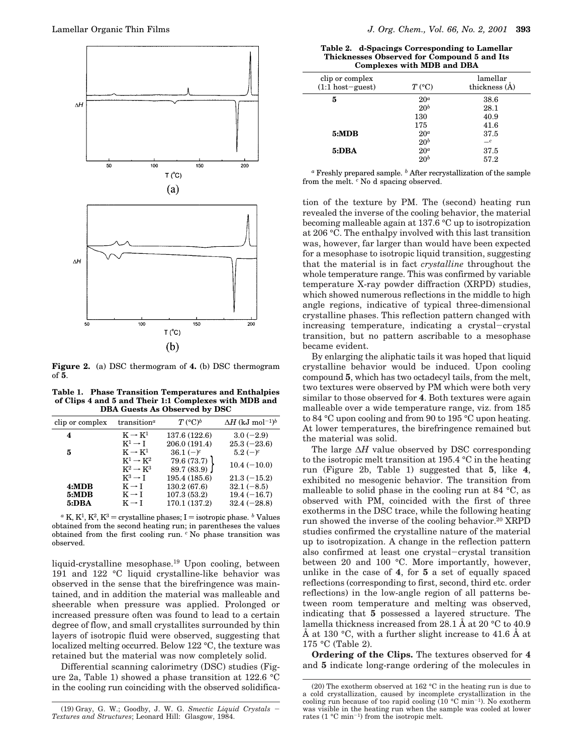**Figure 2.** (a) DSC thermogram of **4.** (b) DSC thermogram of **5**.

**Table 1. Phase Transition Temperatures and Enthalpies of Clips 4 and 5 and Their 1:1 Complexes with MDB and DBA Guests As Observed by DSC**

| clip or complex | transition[a] | $T$ (°C)[b] | $\Delta H$ (kJ mol$^{-1}$)[b] |
|---|---|---|---|
| **4** | K → K$^1$ | 137.6 (122.6) | 3.0 (−2.9) |
| | K$^1$ → I | 206.0 (191.4) | 25.3 (−23.6) |
| **5** | K → K$^1$ | 36.1 (−)[c] | 5.2 (−)[c] |
| | K$^1$ → K$^2$ | 79.6 (73.7) | 10.4 (−10.0) |
| | K$^2$ → K$^3$ | 89.7 (83.9) | |
| | K$^3$ → I | 195.4 (185.6) | 21.3 (−15.2) |
| **4:MDB** | K → I | 130.2 (67.6) | 32.1 (−8.5) |
| **5:MDB** | K → I | 107.3 (53.2) | 19.4 (−16.7) |
| **5:DBA** | K → I | 170.1 (137.2) | 32.4 (−28.8) |

[a] K, K$^1$, K$^2$, K$^3$ = crystalline phases; I = isotropic phase. [b] Values obtained from the second heating run; in parentheses the values obtained from the first cooling run. [c] No phase transition was observed.

liquid-crystalline mesophase.[19] Upon cooling, between 191 and 122 °C liquid crystalline-like behavior was observed in the sense that the birefringence was maintained, and in addition the material was malleable and sheerable when pressure was applied. Prolonged or increased pressure often was found to lead to a certain degree of flow, and small crystallites surrounded by thin layers of isotropic fluid were observed, suggesting that localized melting occurred. Below 122 °C, the texture was retained but the material was now completely solid.

Differential scanning calorimetry (DSC) studies (Figure 2a, Table 1) showed a phase transition at 122.6 °C in the cooling run coinciding with the observed solidification of the texture by PM. The (second) heating run revealed the inverse of the cooling behavior, the material becoming malleable again at 137.6 °C up to isotropization at 206 °C. The enthalpy involved with this last transition was, however, far larger than would have been expected for a mesophase to isotropic liquid transition, suggesting that the material is in fact *crystalline* throughout the whole temperature range. This was confirmed by variable temperature X-ray powder diffraction (XRPD) studies, which showed numerous reflections in the middle to high angle regions, indicative of typical three-dimensional crystalline phases. This reflection pattern changed with increasing temperature, indicating a crystal−crystal transition, but no pattern ascribable to a mesophase became evident.

**Table 2. d-Spacings Corresponding to Lamellar Thicknesses Observed for Compound 5 and Its Complexes with MDB and DBA**

| clip or complex (1:1 host−guest) | $T$ (°C) | lamellar thickness (Å) |
|---|---|---|
| **5** | 20[a] | 38.6 |
| | 20[b] | 28.1 |
| | 130 | 40.9 |
| | 175 | 41.6 |
| **5:MDB** | 20[a] | 37.5 |
| | 20[b] | —[c] |
| **5:DBA** | 20[a] | 37.5 |
| | 20[b] | 57.2 |

[a] Freshly prepared sample. [b] After recrystallization of the sample from the melt. [c] No d spacing observed.

By enlarging the aliphatic tails it was hoped that liquid crystalline behavior would be induced. Upon cooling compound **5**, which has two octadecyl tails, from the melt, two textures were observed by PM which were both very similar to those observed for **4**. Both textures were again malleable over a wide temperature range, viz. from 185 to 84 °C upon cooling and from 90 to 195 °C upon heating. At lower temperatures, the birefringence remained but the material was solid.

The large $\Delta H$ value observed by DSC corresponding to the isotropic melt transition at 195.4 °C in the heating run (Figure 2b, Table 1) suggested that **5**, like **4**, exhibited no mesogenic behavior. The transition from malleable to solid phase in the cooling run at 84 °C, as observed with PM, coincided with the first of three exotherms in the DSC trace, while the following heating run showed the inverse of the cooling behavior.[20] XRPD studies confirmed the crystalline nature of the material up to isotropization. A change in the reflection pattern also confirmed at least one crystal−crystal transition between 20 and 100 °C. More importantly, however, unlike in the case of **4**, for **5** a set of equally spaced reflections (corresponding to first, second, third etc. order reflections) in the low-angle region of all patterns between room temperature and melting was observed, indicating that **5** possessed a layered structure. The lamella thickness increased from 28.1 Å at 20 °C to 40.9 Å at 130 °C, with a further slight increase to 41.6 Å at 175 °C (Table 2).

**Ordering of the Clips.** The textures observed for **4** and **5** indicate long-range ordering of the molecules in

(19) Gray, G. W.; Goodby, J. W. G. *Smectic Liquid Crystals − Textures and Structures*; Leonard Hill: Glasgow, 1984.

(20) The exotherm observed at 162 °C in the heating run is due to a cold crystallization, caused by incomplete crystallization in the cooling run because of too rapid cooling (10 °C min$^{-1}$). No exotherm was visible in the heating run when the sample was cooled at lower rates (1 °C min$^{-1}$) from the isotropic melt.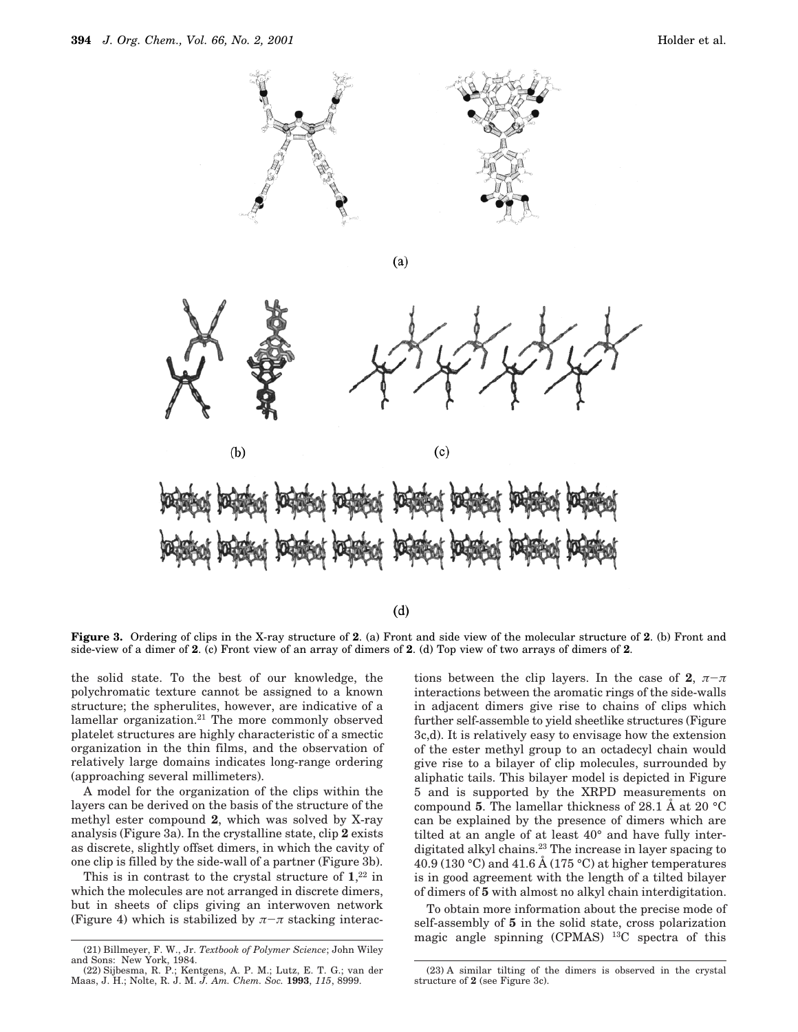**Figure 3.** Ordering of clips in the X-ray structure of **2**. (a) Front and side view of the molecular structure of **2**. (b) Front and side-view of a dimer of **2**. (c) Front view of an array of dimers of **2**. (d) Top view of two arrays of dimers of **2**.

the solid state. To the best of our knowledge, the polychromatic texture cannot be assigned to a known structure; the spherulites, however, are indicative of a lamellar organization.[21] The more commonly observed platelet structures are highly characteristic of a smectic organization in the thin films, and the observation of relatively large domains indicates long-range ordering (approaching several millimeters).

A model for the organization of the clips within the layers can be derived on the basis of the structure of the methyl ester compound **2**, which was solved by X-ray analysis (Figure 3a). In the crystalline state, clip **2** exists as discrete, slightly offset dimers, in which the cavity of one clip is filled by the side-wall of a partner (Figure 3b).

This is in contrast to the crystal structure of **1**,[22] in which the molecules are not arranged in discrete dimers, but in sheets of clips giving an interwoven network (Figure 4) which is stabilized by $\pi$–$\pi$ stacking interactions between the clip layers. In the case of **2**, $\pi$–$\pi$ interactions between the aromatic rings of the side-walls in adjacent dimers give rise to chains of clips which further self-assemble to yield sheetlike structures (Figure 3c,d). It is relatively easy to envisage how the extension of the ester methyl group to an octadecyl chain would give rise to a bilayer of clip molecules, surrounded by aliphatic tails. This bilayer model is depicted in Figure 5 and is supported by the XRPD measurements on compound **5**. The lamellar thickness of 28.1 Å at 20 °C can be explained by the presence of dimers which are tilted at an angle of at least 40° and have fully interdigitated alkyl chains.[23] The increase in layer spacing to 40.9 (130 °C) and 41.6 Å (175 °C) at higher temperatures is in good agreement with the length of a tilted bilayer of dimers of **5** with almost no alkyl chain interdigitation.

To obtain more information about the precise mode of self-assembly of **5** in the solid state, cross polarization magic angle spinning (CPMAS) $^{13}$C spectra of this

(21) Billmeyer, F. W., Jr. *Textbook of Polymer Science*; John Wiley and Sons: New York, 1984.

(22) Sijbesma, R. P.; Kentgens, A. P. M.; Lutz, E. T. G.; van der Maas, J. H.; Nolte, R. J. M. *J. Am. Chem. Soc.* **1993**, *115*, 8999.

(23) A similar tilting of the dimers is observed in the crystal structure of **2** (see Figure 3c).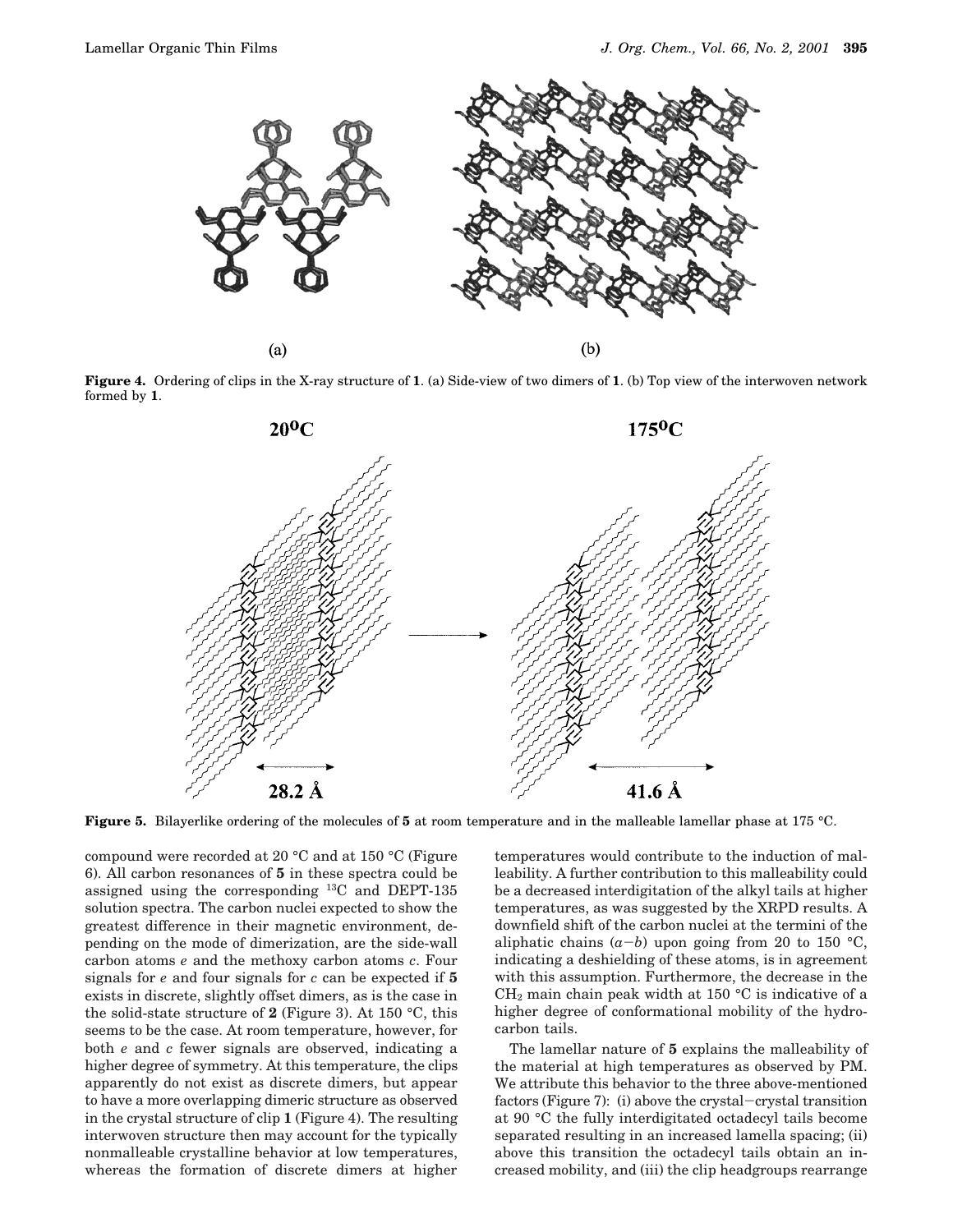**Figure 4.** Ordering of clips in the X-ray structure of **1**. (a) Side-view of two dimers of **1**. (b) Top view of the interwoven network formed by **1**.

**Figure 5.** Bilayerlike ordering of the molecules of **5** at room temperature and in the malleable lamellar phase at 175 °C.

compound were recorded at 20 °C and at 150 °C (Figure 6). All carbon resonances of **5** in these spectra could be assigned using the corresponding $^{13}$C and DEPT-135 solution spectra. The carbon nuclei expected to show the greatest difference in their magnetic environment, depending on the mode of dimerization, are the side-wall carbon atoms *e* and the methoxy carbon atoms *c*. Four signals for *e* and four signals for *c* can be expected if **5** exists in discrete, slightly offset dimers, as is the case in the solid-state structure of **2** (Figure 3). At 150 °C, this seems to be the case. At room temperature, however, for both *e* and *c* fewer signals are observed, indicating a higher degree of symmetry. At this temperature, the clips apparently do not exist as discrete dimers, but appear to have a more overlapping dimeric structure as observed in the crystal structure of clip **1** (Figure 4). The resulting interwoven structure then may account for the typically nonmalleable crystalline behavior at low temperatures, whereas the formation of discrete dimers at higher temperatures would contribute to the induction of malleability. A further contribution to this malleability could be a decreased interdigitation of the alkyl tails at higher temperatures, as was suggested by the XRPD results. A downfield shift of the carbon nuclei at the termini of the aliphatic chains (*a*−*b*) upon going from 20 to 150 °C, indicating a deshielding of these atoms, is in agreement with this assumption. Furthermore, the decrease in the $CH_2$ main chain peak width at 150 °C is indicative of a higher degree of conformational mobility of the hydrocarbon tails.

The lamellar nature of **5** explains the malleability of the material at high temperatures as observed by PM. We attribute this behavior to the three above-mentioned factors (Figure 7): (i) above the crystal−crystal transition at 90 °C the fully interdigitated octadecyl tails become separated resulting in an increased lamella spacing; (ii) above this transition the octadecyl tails obtain an increased mobility, and (iii) the clip headgroups rearrange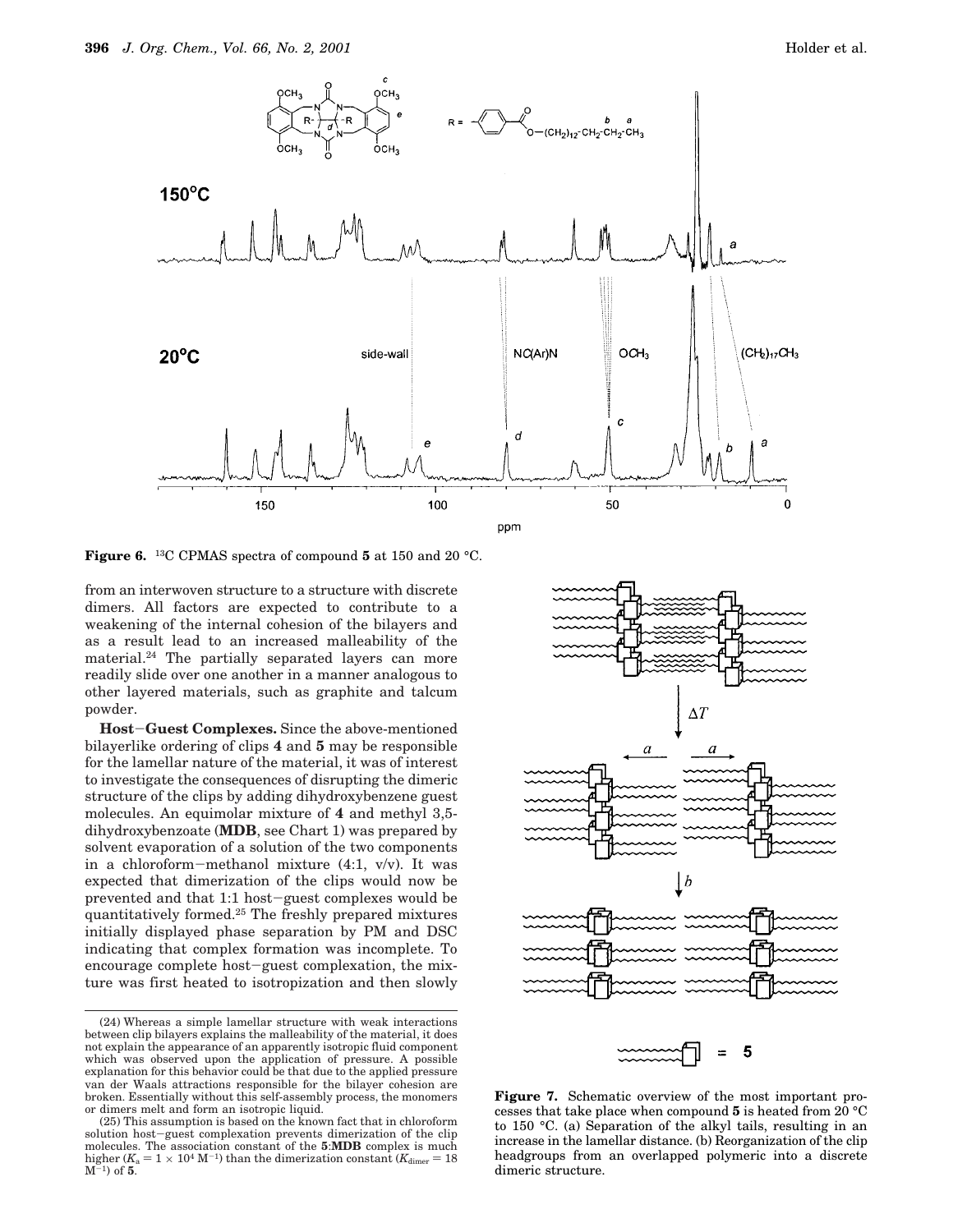**Figure 6.** $^{13}C$ CPMAS spectra of compound **5** at 150 and 20 °C.

from an interwoven structure to a structure with discrete dimers. All factors are expected to contribute to a weakening of the internal cohesion of the bilayers and as a result lead to an increased malleability of the material.[24] The partially separated layers can more readily slide over one another in a manner analogous to other layered materials, such as graphite and talcum powder.

**Host–Guest Complexes.** Since the above-mentioned bilayerlike ordering of clips **4** and **5** may be responsible for the lamellar nature of the material, it was of interest to investigate the consequences of disrupting the dimeric structure of the clips by adding dihydroxybenzene guest molecules. An equimolar mixture of **4** and methyl 3,5-dihydroxybenzoate (**MDB**, see Chart 1) was prepared by solvent evaporation of a solution of the two components in a chloroform–methanol mixture (4:1, v/v). It was expected that dimerization of the clips would now be prevented and that 1:1 host–guest complexes would be quantitatively formed.[25] The freshly prepared mixtures initially displayed phase separation by PM and DSC indicating that complex formation was incomplete. To encourage complete host–guest complexation, the mixture was first heated to isotropization and then slowly

**Figure 7.** Schematic overview of the most important processes that take place when compound **5** is heated from 20 °C to 150 °C. (a) Separation of the alkyl tails, resulting in an increase in the lamellar distance. (b) Reorganization of the clip headgroups from an overlapped polymeric into a discrete dimeric structure.

(24) Whereas a simple lamellar structure with weak interactions between clip bilayers explains the malleability of the material, it does not explain the appearance of an apparently isotropic fluid component which was observed upon the application of pressure. A possible explanation for this behavior could be that due to the applied pressure van der Waals attractions responsible for the bilayer cohesion are broken. Essentially without this self-assembly process, the monomers or dimers melt and form an isotropic liquid.

(25) This assumption is based on the known fact that in chloroform solution host–guest complexation prevents dimerization of the clip molecules. The association constant of the **5**:**MDB** complex is much higher ($K_a = 1 \times 10^4$ M$^{-1}$) than the dimerization constant ($K_{dimer} = 18$ M$^{-1}$) of **5**.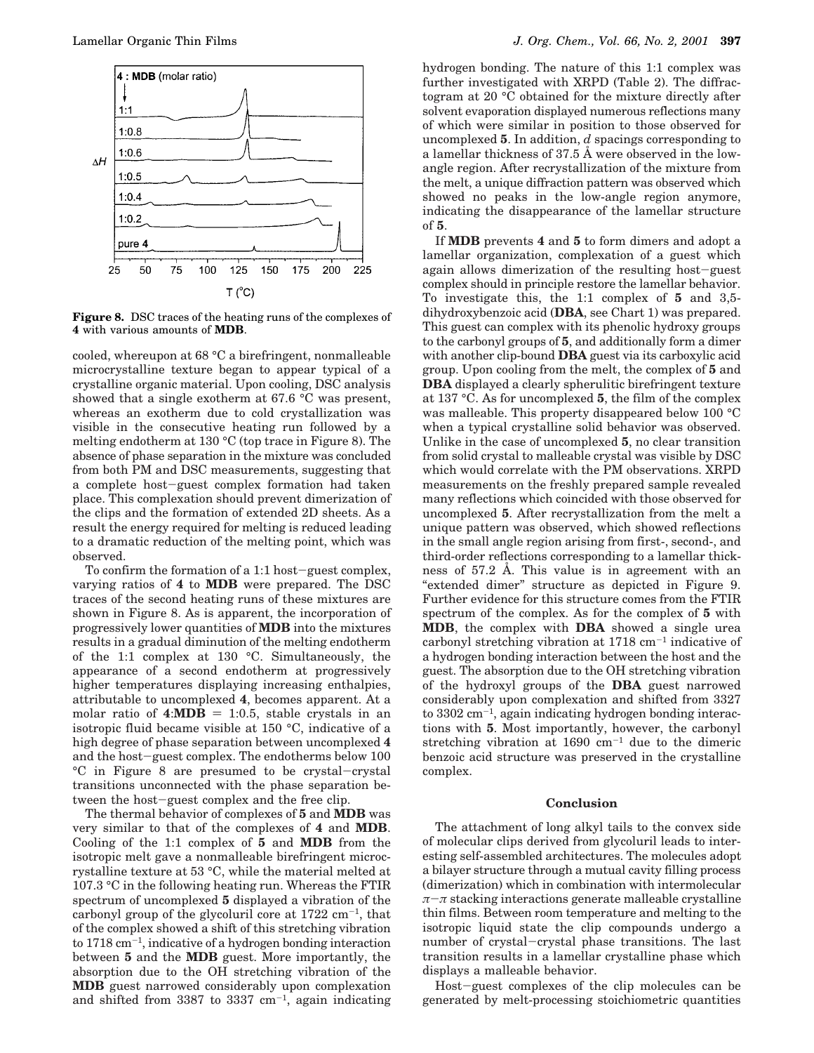**Figure 8.** DSC traces of the heating runs of the complexes of **4** with various amounts of **MDB**.

cooled, whereupon at 68 °C a birefringent, nonmalleable microcrystalline texture began to appear typical of a crystalline organic material. Upon cooling, DSC analysis showed that a single exotherm at 67.6 °C was present, whereas an exotherm due to cold crystallization was visible in the consecutive heating run followed by a melting endotherm at 130 °C (top trace in Figure 8). The absence of phase separation in the mixture was concluded from both PM and DSC measurements, suggesting that a complete host–guest complex formation had taken place. This complexation should prevent dimerization of the clips and the formation of extended 2D sheets. As a result the energy required for melting is reduced leading to a dramatic reduction of the melting point, which was observed.

To confirm the formation of a 1:1 host–guest complex, varying ratios of **4** to **MDB** were prepared. The DSC traces of the second heating runs of these mixtures are shown in Figure 8. As is apparent, the incorporation of progressively lower quantities of **MDB** into the mixtures results in a gradual diminution of the melting endotherm of the 1:1 complex at 130 °C. Simultaneously, the appearance of a second endotherm at progressively higher temperatures displaying increasing enthalpies, attributable to uncomplexed **4**, becomes apparent. At a molar ratio of **4**:**MDB** = 1:0.5, stable crystals in an isotropic fluid became visible at 150 °C, indicative of a high degree of phase separation between uncomplexed **4** and the host–guest complex. The endotherms below 100 °C in Figure 8 are presumed to be crystal–crystal transitions unconnected with the phase separation between the host–guest complex and the free clip.

The thermal behavior of complexes of **5** and **MDB** was very similar to that of the complexes of **4** and **MDB**. Cooling of the 1:1 complex of **5** and **MDB** from the isotropic melt gave a nonmalleable birefringent microcrystalline texture at 53 °C, while the material melted at 107.3 °C in the following heating run. Whereas the FTIR spectrum of uncomplexed **5** displayed a vibration of the carbonyl group of the glycoluril core at 1722 $cm^{-1}$, that of the complex showed a shift of this stretching vibration to 1718 $cm^{-1}$, indicative of a hydrogen bonding interaction between **5** and the **MDB** guest. More importantly, the absorption due to the OH stretching vibration of the **MDB** guest narrowed considerably upon complexation and shifted from 3387 to 3337 $cm^{-1}$, again indicating hydrogen bonding. The nature of this 1:1 complex was further investigated with XRPD (Table 2). The diffractogram at 20 °C obtained for the mixture directly after solvent evaporation displayed numerous reflections many of which were similar in position to those observed for uncomplexed **5**. In addition, *d* spacings corresponding to a lamellar thickness of 37.5 Å were observed in the low-angle region. After recrystallization of the mixture from the melt, a unique diffraction pattern was observed which showed no peaks in the low-angle region anymore, indicating the disappearance of the lamellar structure of **5**.

If **MDB** prevents **4** and **5** to form dimers and adopt a lamellar organization, complexation of a guest which again allows dimerization of the resulting host–guest complex should in principle restore the lamellar behavior. To investigate this, the 1:1 complex of **5** and 3,5-dihydroxybenzoic acid (**DBA**, see Chart 1) was prepared. This guest can complex with its phenolic hydroxy groups to the carbonyl groups of **5**, and additionally form a dimer with another clip-bound **DBA** guest via its carboxylic acid group. Upon cooling from the melt, the complex of **5** and **DBA** displayed a clearly spherulitic birefringent texture at 137 °C. As for uncomplexed **5**, the film of the complex was malleable. This property disappeared below 100 °C when a typical crystalline solid behavior was observed. Unlike in the case of uncomplexed **5**, no clear transition from solid crystal to malleable crystal was visible by DSC which would correlate with the PM observations. XRPD measurements on the freshly prepared sample revealed many reflections which coincided with those observed for uncomplexed **5**. After recrystallization from the melt a unique pattern was observed, which showed reflections in the small angle region arising from first-, second-, and third-order reflections corresponding to a lamellar thickness of 57.2 Å. This value is in agreement with an "extended dimer" structure as depicted in Figure 9. Further evidence for this structure comes from the FTIR spectrum of the complex. As for the complex of **5** with **MDB**, the complex with **DBA** showed a single urea carbonyl stretching vibration at 1718 $cm^{-1}$ indicative of a hydrogen bonding interaction between the host and the guest. The absorption due to the OH stretching vibration of the hydroxyl groups of the **DBA** guest narrowed considerably upon complexation and shifted from 3327 to 3302 $cm^{-1}$, again indicating hydrogen bonding interactions with **5**. Most importantly, however, the carbonyl stretching vibration at 1690 $cm^{-1}$ due to the dimeric benzoic acid structure was preserved in the crystalline complex.

## Conclusion

The attachment of long alkyl tails to the convex side of molecular clips derived from glycoluril leads to interesting self-assembled architectures. The molecules adopt a bilayer structure through a mutual cavity filling process (dimerization) which in combination with intermolecular $\pi$–$\pi$ stacking interactions generate malleable crystalline thin films. Between room temperature and melting to the isotropic liquid state the clip compounds undergo a number of crystal–crystal phase transitions. The last transition results in a lamellar crystalline phase which displays a malleable behavior.

Host–guest complexes of the clip molecules can be generated by melt-processing stoichiometric quantities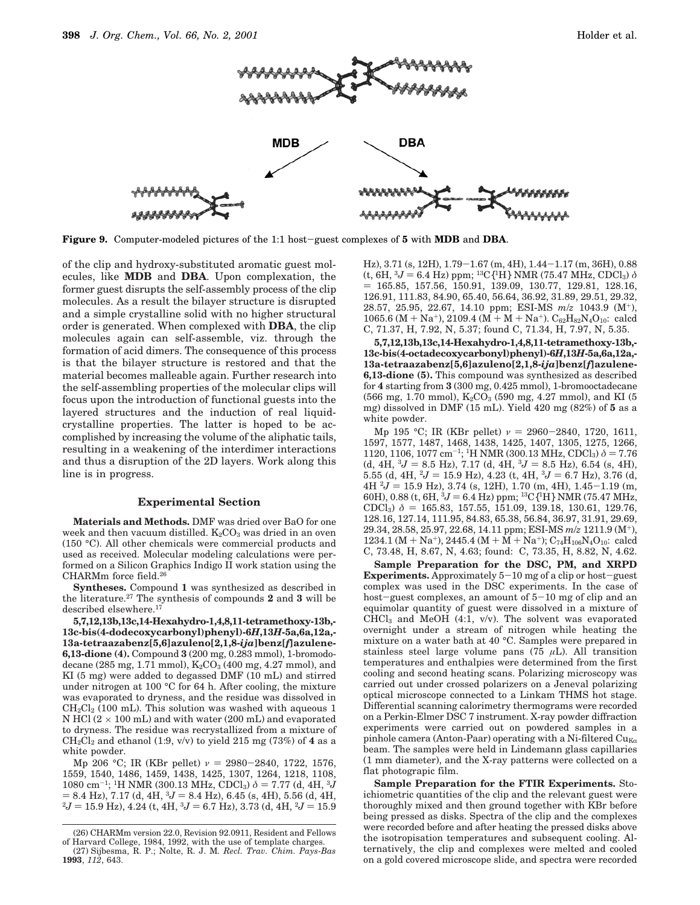**MDB** **DBA**

**Figure 9.** Computer-modeled pictures of the 1:1 host–guest complexes of **5** with **MDB** and **DBA**.

of the clip and hydroxy-substituted aromatic guest molecules, like **MDB** and **DBA**. Upon complexation, the former guest disrupts the self-assembly process of the clip molecules. As a result the bilayer structure is disrupted and a simple crystalline solid with no higher structural order is generated. When complexed with **DBA**, the clip molecules again can self-assemble, viz. through the formation of acid dimers. The consequence of this process is that the bilayer structure is restored and that the material becomes malleable again. Further research into the self-assembling properties of the molecular clips will focus upon the introduction of functional guests into the layered structures and the induction of real liquid-crystalline properties. The latter is hoped to be accomplished by increasing the volume of the aliphatic tails, resulting in a weakening of the interdimer interactions and thus a disruption of the 2D layers. Work along this line is in progress.

## Experimental Section

**Materials and Methods.** DMF was dried over BaO for one week and then vacuum distilled. $K_2CO_3$ was dried in an oven (150 °C). All other chemicals were commercial products and used as received. Molecular modeling calculations were performed on a Silicon Graphics Indigo II work station using the CHARMm force field.[26]

**Syntheses.** Compound **1** was synthesized as described in the literature.[27] The synthesis of compounds **2** and **3** will be described elsewhere.[17]

**5,7,12,13b,13c,14-Hexahydro-1,4,8,11-tetramethoxy-13b,-13c-bis(4-dodecoxycarbonyl)phenyl)-6*H*,13*H*-5a,6a,12a,-13a-tetraazabenz[5,6]azuleno[2,1,8-*ija*]benz[*f*]azulene-6,13-dione (4).** Compound **3** (200 mg, 0.283 mmol), 1-bromododecane (285 mg, 1.71 mmol), $K_2CO_3$ (400 mg, 4.27 mmol), and KI (5 mg) were added to degassed DMF (10 mL) and stirred under nitrogen at 100 °C for 64 h. After cooling, the mixture was evaporated to dryness, and the residue was dissolved in $CH_2Cl_2$ (100 mL). This solution was washed with aqueous 1 N HCl (2 × 100 mL) and with water (200 mL) and evaporated to dryness. The residue was recrystallized from a mixture of $CH_2Cl_2$ and ethanol (1:9, v/v) to yield 215 mg (73%) of **4** as a white powder.

Mp 206 °C; IR (KBr pellet) $\nu$ = 2980–2840, 1722, 1576, 1559, 1540, 1486, 1459, 1438, 1425, 1307, 1264, 1218, 1108, 1080 cm$^{-1}$; $^1$H NMR (300.13 MHz, $CDCl_3$) $\delta$ = 7.77 (d, 4H, $^3J$ = 8.4 Hz), 7.17 (d, 4H, $^3J$ = 8.4 Hz), 6.45 (s, 4H), 5.56 (d, 4H, $^2J$ = 15.9 Hz), 4.24 (t, 4H, $^3J$ = 6.7 Hz), 3.73 (d, 4H, $^2J$ = 15.9 Hz), 3.71 (s, 12H), 1.79–1.67 (m, 4H), 1.44–1.17 (m, 36H), 0.88 (t, 6H, $^3J$ = 6.4 Hz) ppm; $^{13}$C{$^1$H} NMR (75.47 MHz, $CDCl_3$) $\delta$ = 165.85, 157.56, 150.91, 139.09, 130.77, 129.81, 128.16, 126.91, 111.83, 84.90, 65.40, 56.64, 36.92, 31.89, 29.51, 29.32, 28.57, 25.95, 22.67, 14.10 ppm; ESI-MS $m/z$ 1043.9 (M$^+$), 1065.6 (M + Na$^+$), 2109.4 (M + M + Na$^+$). $C_{62}H_{82}N_4O_{10}$: calcd C, 71.37, H, 7.92, N, 5.37; found C, 71.34, H, 7.97, N, 5.35.

**5,7,12,13b,13c,14-Hexahydro-1,4,8,11-tetramethoxy-13b,-13c-bis(4-octadecoxycarbonyl)phenyl)-6*H*,13*H*-5a,6a,12a,-13a-tetraazabenz[5,6]azuleno[2,1,8-*ija*]benz[*f*]azulene-6,13-dione (5).** This compound was synthesized as described for **4** starting from **3** (300 mg, 0.425 mmol), 1-bromooctadecane (566 mg, 1.70 mmol), $K_2CO_3$ (590 mg, 4.27 mmol), and KI (5 mg) dissolved in DMF (15 mL). Yield 420 mg (82%) of **5** as a white powder.

Mp 195 °C; IR (KBr pellet) $\nu$ = 2960–2840, 1720, 1611, 1597, 1577, 1487, 1468, 1438, 1425, 1407, 1305, 1275, 1266, 1120, 1106, 1077 cm$^{-1}$; $^1$H NMR (300.13 MHz, $CDCl_3$) $\delta$ = 7.76 (d, 4H, $^3J$ = 8.5 Hz), 7.17 (d, 4H, $^3J$ = 8.5 Hz), 6.54 (s, 4H), 5.55 (d, 4H, $^2J$ = 15.9 Hz), 4.23 (t, 4H, $^3J$ = 6.7 Hz), 3.76 (d, 4H $^2J$ = 15.9 Hz), 3.74 (s, 12H), 1.70 (m, 4H), 1.45–1.19 (m, 60H), 0.88 (t, 6H, $^3J$ = 6.4 Hz) ppm; $^{13}$C{$^1$H} NMR (75.47 MHz, $CDCl_3$) $\delta$ = 165.83, 157.55, 151.09, 139.18, 130.61, 129.76, 128.16, 127.14, 111.95, 84.83, 65.38, 56.84, 36.97, 31.91, 29.69, 29.34, 28.58, 25.97, 22.68, 14.11 ppm; ESI-MS $m/z$ 1211.9 (M$^+$), 1234.1 (M + Na$^+$), 2445.4 (M + M + Na$^+$); $C_{74}H_{106}N_4O_{10}$: calcd C, 73.48, H, 8.67, N, 4.63; found: C, 73.35, H, 8.82, N, 4.62.

**Sample Preparation for the DSC, PM, and XRPD Experiments.** Approximately 5–10 mg of a clip or host–guest complex was used in the DSC experiments. In the case of host–guest complexes, an amount of 5–10 mg of clip and an equimolar quantity of guest were dissolved in a mixture of $CHCl_3$ and MeOH (4:1, v/v). The solvent was evaporated overnight under a stream of nitrogen while heating the mixture on a water bath at 40 °C. Samples were prepared in stainless steel large volume pans (75 $\mu$L). All transition temperatures and enthalpies were determined from the first cooling and second heating scans. Polarizing microscopy was carried out under crossed polarizers on a Jeneval polarizing optical microscope connected to a Linkam THMS hot stage. Differential scanning calorimetry thermograms were recorded on a Perkin-Elmer DSC 7 instrument. X-ray powder diffraction experiments were carried out on powdered samples in a pinhole camera (Anton-Paar) operating with a Ni-filtered Cu$_{K\alpha}$ beam. The samples were held in Lindemann glass capillaries (1 mm diameter), and the X-ray patterns were collected on a flat photograpic film.

**Sample Preparation for the FTIR Experiments.** Stoichiometric quantities of the clip and the relevant guest were thoroughly mixed and then ground together with KBr before being pressed as disks. Spectra of the clip and the complexes were recorded before and after heating the pressed disks above the isotropisation temperatures and subsequent cooling. Alternatively, the clip and complexes were melted and cooled on a gold covered microscope slide, and spectra were recorded

(26) CHARMm version 22.0, Revision 92.0911, Resident and Fellows of Harvard College, 1984, 1992, with the use of template charges.

(27) Sijbesma, R. P.; Nolte, R. J. M. *Recl. Trav. Chim. Pays-Bas* **1993**, *112*, 643.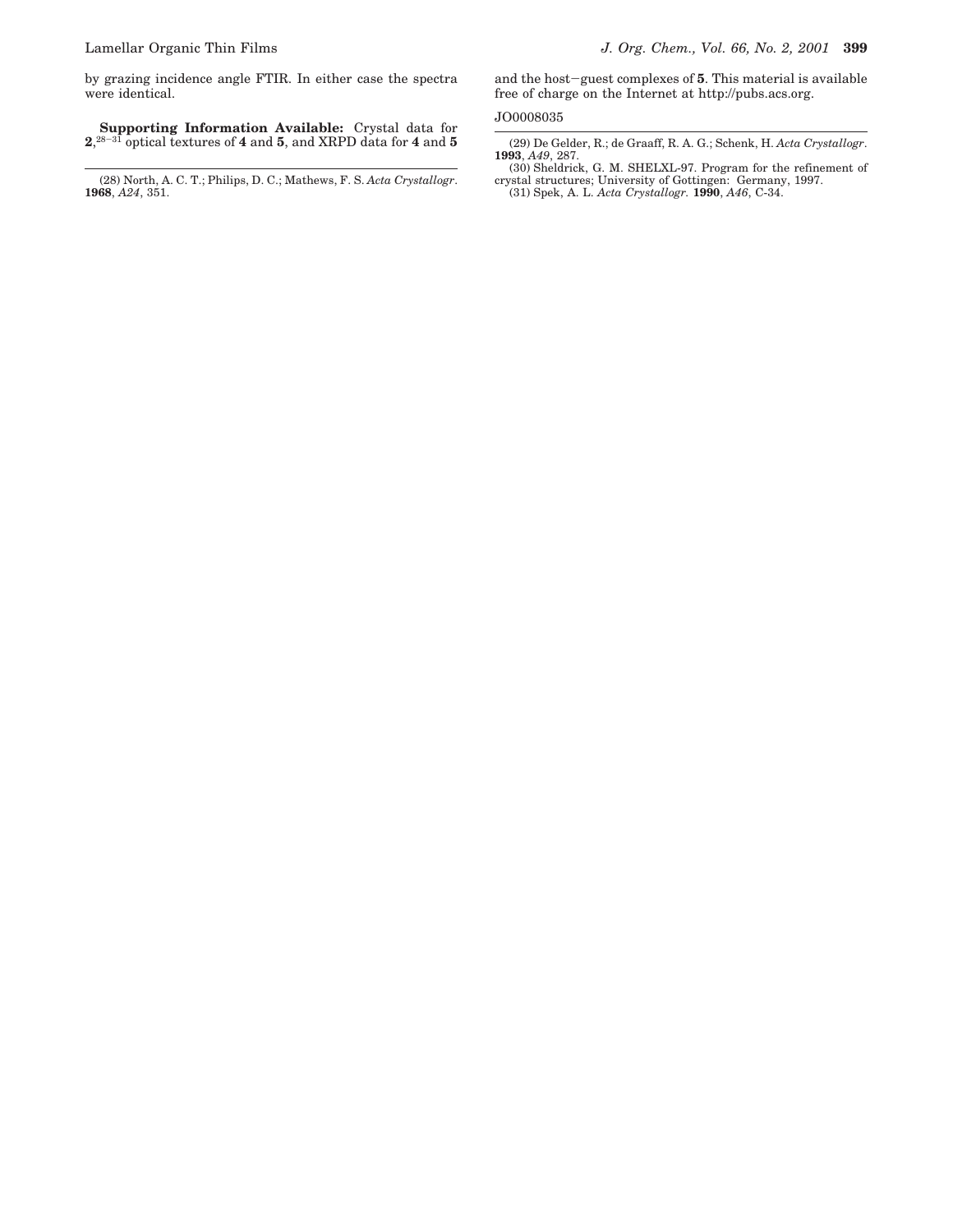by grazing incidence angle FTIR. In either case the spectra were identical.

**Supporting Information Available:** Crystal data for **2**,[28−31] optical textures of **4** and **5**, and XRPD data for **4** and **5** and the host−guest complexes of **5**. This material is available free of charge on the Internet at http://pubs.acs.org.

JO0008035

(28) North, A. C. T.; Philips, D. C.; Mathews, F. S. *Acta Crystallogr*. **1968**, *A24*, 351.

(29) De Gelder, R.; de Graaff, R. A. G.; Schenk, H. *Acta Crystallogr*. **1993**, *A49*, 287.

(30) Sheldrick, G. M. SHELXL-97. Program for the refinement of crystal structures; University of Gottingen: Germany, 1997.

(31) Spek, A. L. *Acta Crystallogr.* **1990**, *A46*, C-34.